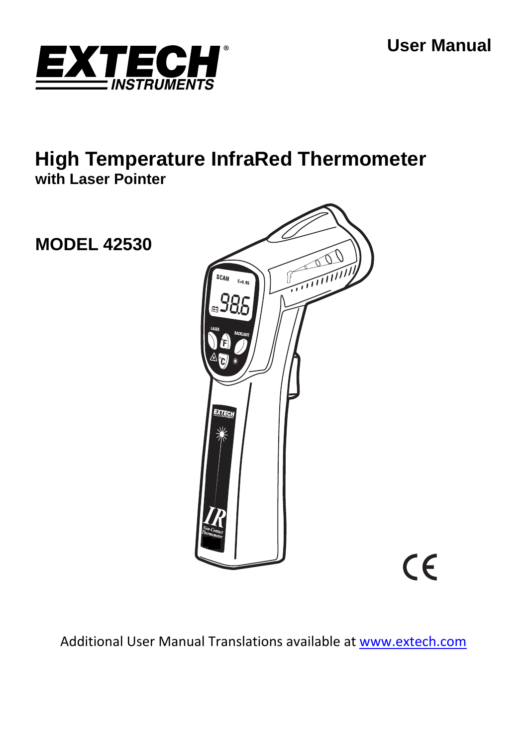**EXTECH INSTRUMENTS**

**User Manual**

# High Temperature InfraRed Thermometer

**with Laser Pointer**

## MODEL 42530

Additional User Manual Translations available at www.extech.com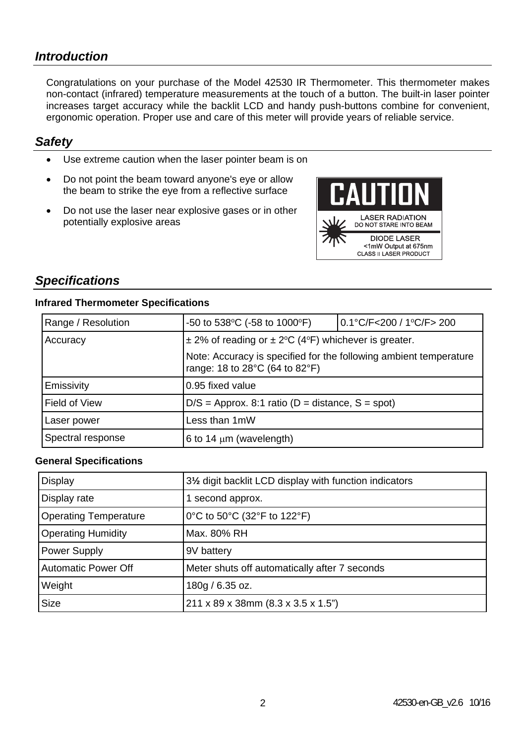## *Introduction*

Congratulations on your purchase of the Model 42530 IR Thermometer. This thermometer makes non-contact (infrared) temperature measurements at the touch of a button. The built-in laser pointer increases target accuracy while the backlit LCD and handy push-buttons combine for convenient, ergonomic operation. Proper use and care of this meter will provide years of reliable service.

## *Safety*

- Use extreme caution when the laser pointer beam is on
- Do not point the beam toward anyone's eye or allow the beam to strike the eye from a reflective surface
- Do not use the laser near explosive gases or in other potentially explosive areas

CAUTION
LASER RADIATION
DO NOT STARE INTO BEAM
DIODE LASER
<1mW Output at 675nm
CLASS II LASER PRODUCT

## *Specifications*

**Infrared Thermometer Specifications**

| Range / Resolution | -50 to 538ºC (-58 to 1000ºF) | 0.1°C/F<200 / 1ºC/F> 200 |
|---|---|---|
| Accuracy | ± 2% of reading or ± 2ºC (4ºF) whichever is greater. Note: Accuracy is specified for the following ambient temperature range: 18 to 28°C (64 to 82°F) | |
| Emissivity | 0.95 fixed value | |
| Field of View | D/S = Approx. 8:1 ratio (D = distance, S = spot) | |
| Laser power | Less than 1mW | |
| Spectral response | 6 to 14 μm (wavelength) | |

**General Specifications**

| Display | 3½ digit backlit LCD display with function indicators |
|---|---|
| Display rate | 1 second approx. |
| Operating Temperature | 0°C to 50°C (32°F to 122°F) |
| Operating Humidity | Max. 80% RH |
| Power Supply | 9V battery |
| Automatic Power Off | Meter shuts off automatically after 7 seconds |
| Weight | 180g / 6.35 oz. |
| Size | 211 x 89 x 38mm (8.3 x 3.5 x 1.5") |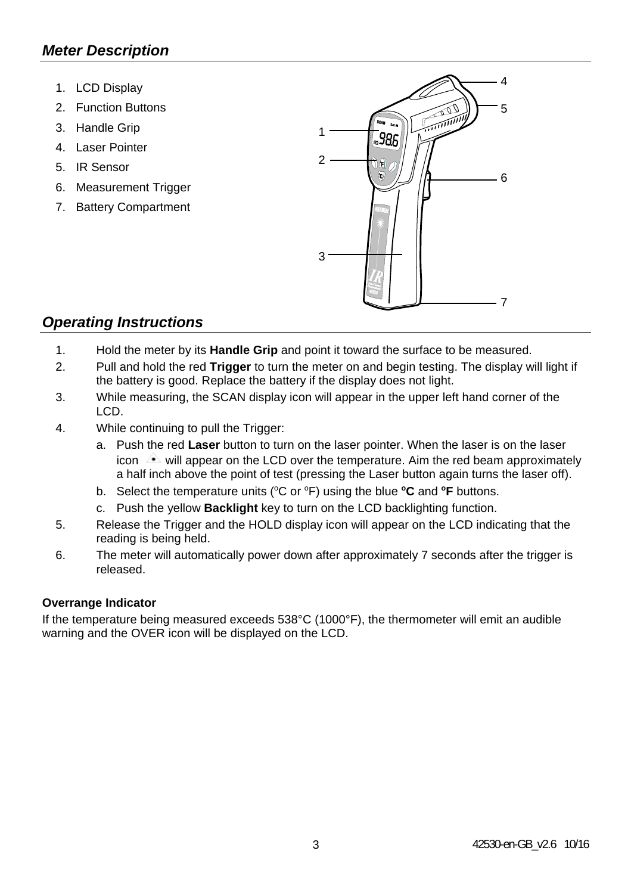## *Meter Description*

1. LCD Display
2. Function Buttons
3. Handle Grip
4. Laser Pointer
5. IR Sensor
6. Measurement Trigger
7. Battery Compartment

## *Operating Instructions*

1. Hold the meter by its **Handle Grip** and point it toward the surface to be measured.
2. Pull and hold the red **Trigger** to turn the meter on and begin testing. The display will light if the battery is good. Replace the battery if the display does not light.
3. While measuring, the SCAN display icon will appear in the upper left hand corner of the LCD.
4. While continuing to pull the Trigger:
   a. Push the red **Laser** button to turn on the laser pointer. When the laser is on the laser icon will appear on the LCD over the temperature. Aim the red beam approximately a half inch above the point of test (pressing the Laser button again turns the laser off).
   b. Select the temperature units (°C or °F) using the blue **°C** and **°F** buttons.
   c. Push the yellow **Backlight** key to turn on the LCD backlighting function.
5. Release the Trigger and the HOLD display icon will appear on the LCD indicating that the reading is being held.
6. The meter will automatically power down after approximately 7 seconds after the trigger is released.

**Overrange Indicator**

If the temperature being measured exceeds 538°C (1000°F), the thermometer will emit an audible warning and the OVER icon will be displayed on the LCD.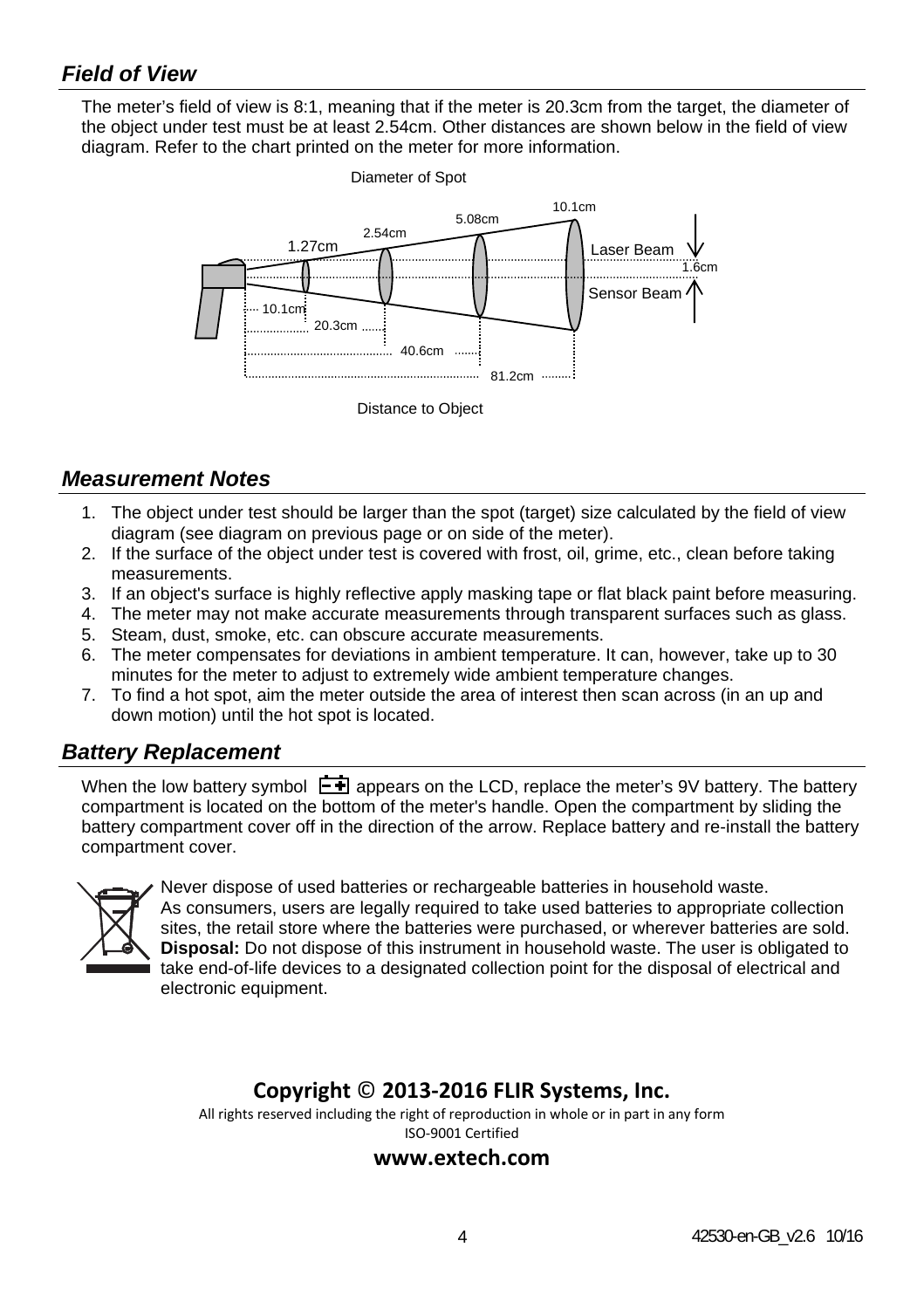## *Field of View*

The meter's field of view is 8:1, meaning that if the meter is 20.3cm from the target, the diameter of the object under test must be at least 2.54cm. Other distances are shown below in the field of view diagram. Refer to the chart printed on the meter for more information.

Diameter of Spot

1.27cm
2.54cm
5.08cm
10.1cm
Laser Beam
1.6cm
Sensor Beam
10.1cm
20.3cm
40.6cm
81.2cm

Distance to Object

## *Measurement Notes*

1. The object under test should be larger than the spot (target) size calculated by the field of view diagram (see diagram on previous page or on side of the meter).
2. If the surface of the object under test is covered with frost, oil, grime, etc., clean before taking measurements.
3. If an object's surface is highly reflective apply masking tape or flat black paint before measuring.
4. The meter may not make accurate measurements through transparent surfaces such as glass.
5. Steam, dust, smoke, etc. can obscure accurate measurements.
6. The meter compensates for deviations in ambient temperature. It can, however, take up to 30 minutes for the meter to adjust to extremely wide ambient temperature changes.
7. To find a hot spot, aim the meter outside the area of interest then scan across (in an up and down motion) until the hot spot is located.

## *Battery Replacement*

When the low battery symbol appears on the LCD, replace the meter's 9V battery. The battery compartment is located on the bottom of the meter's handle. Open the compartment by sliding the battery compartment cover off in the direction of the arrow. Replace battery and re-install the battery compartment cover.

Never dispose of used batteries or rechargeable batteries in household waste.
As consumers, users are legally required to take used batteries to appropriate collection sites, the retail store where the batteries were purchased, or wherever batteries are sold.
**Disposal:** Do not dispose of this instrument in household waste. The user is obligated to take end-of-life devices to a designated collection point for the disposal of electrical and electronic equipment.

**Copyright © 2013-2016 FLIR Systems, Inc.**

All rights reserved including the right of reproduction in whole or in part in any form

ISO-9001 Certified

**www.extech.com**

42530-en-GB_v2.6 10/16